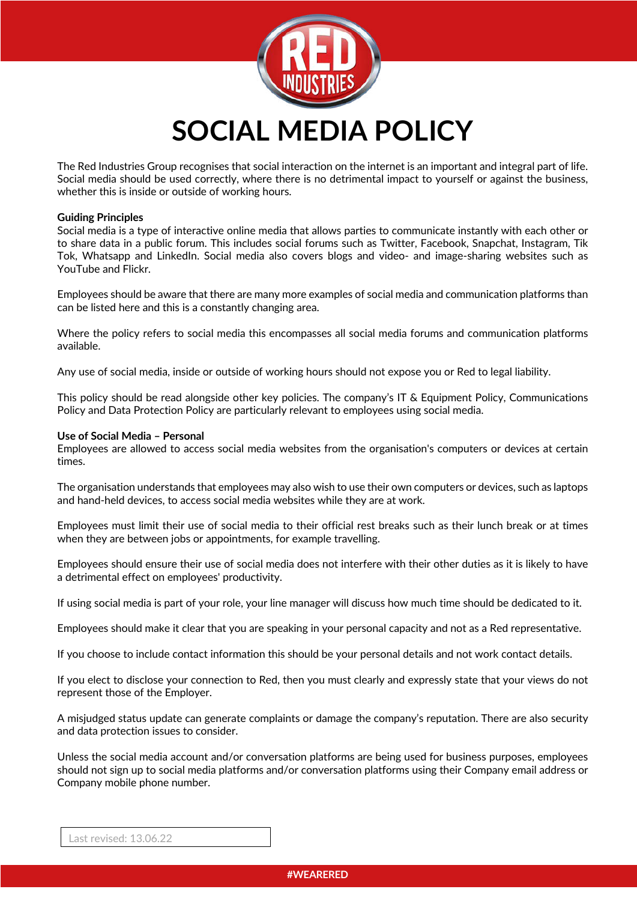# SOCIAL MEDIA POLICY

The Red Industries Group recognises that social interaction on the internet is an important and integral part of life. Social media should be used correctly, where there is no detrimental impact to yourself or against the business, whether this is inside or outside of working hours.

**Guiding Principles**

Social media is a type of interactive online media that allows parties to communicate instantly with each other or to share data in a public forum. This includes social forums such as Twitter, Facebook, Snapchat, Instagram, Tik Tok, Whatsapp and LinkedIn. Social media also covers blogs and video- and image-sharing websites such as YouTube and Flickr.

Employees should be aware that there are many more examples of social media and communication platforms than can be listed here and this is a constantly changing area.

Where the policy refers to social media this encompasses all social media forums and communication platforms available.

Any use of social media, inside or outside of working hours should not expose you or Red to legal liability.

This policy should be read alongside other key policies. The company's IT & Equipment Policy, Communications Policy and Data Protection Policy are particularly relevant to employees using social media.

**Use of Social Media – Personal**

Employees are allowed to access social media websites from the organisation's computers or devices at certain times.

The organisation understands that employees may also wish to use their own computers or devices, such as laptops and hand-held devices, to access social media websites while they are at work.

Employees must limit their use of social media to their official rest breaks such as their lunch break or at times when they are between jobs or appointments, for example travelling.

Employees should ensure their use of social media does not interfere with their other duties as it is likely to have a detrimental effect on employees' productivity.

If using social media is part of your role, your line manager will discuss how much time should be dedicated to it.

Employees should make it clear that you are speaking in your personal capacity and not as a Red representative.

If you choose to include contact information this should be your personal details and not work contact details.

If you elect to disclose your connection to Red, then you must clearly and expressly state that your views do not represent those of the Employer.

A misjudged status update can generate complaints or damage the company's reputation. There are also security and data protection issues to consider.

Unless the social media account and/or conversation platforms are being used for business purposes, employees should not sign up to social media platforms and/or conversation platforms using their Company email address or Company mobile phone number.

Last revised: 13.06.22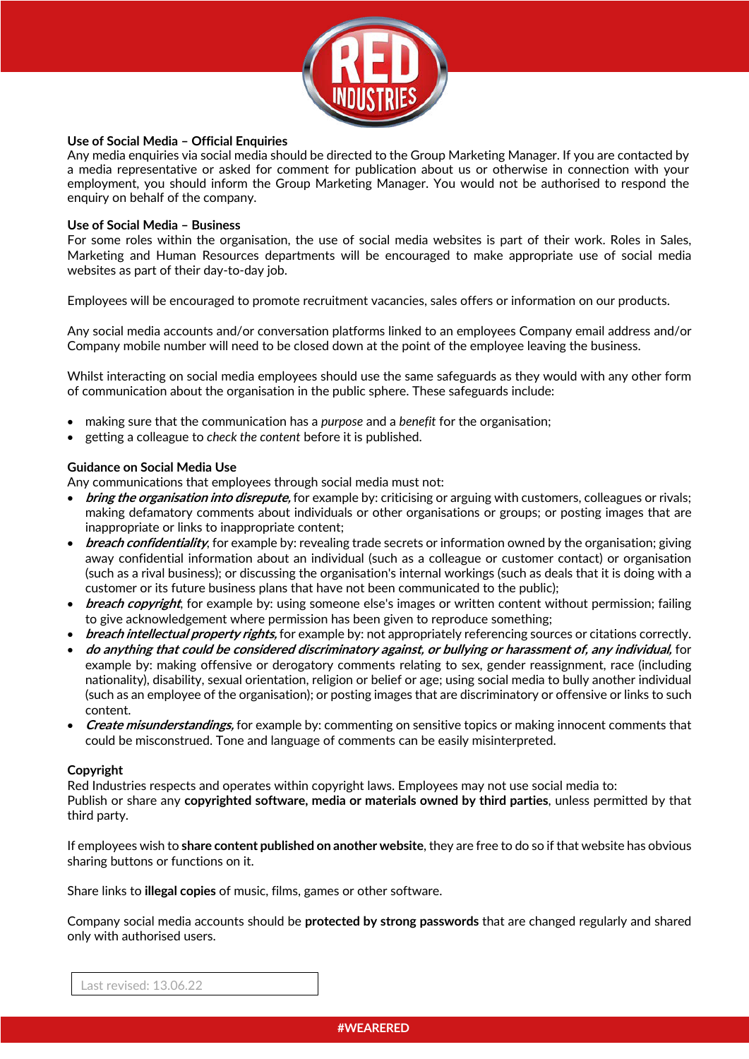### Use of Social Media – Official Enquiries

Any media enquiries via social media should be directed to the Group Marketing Manager. If you are contacted by a media representative or asked for comment for publication about us or otherwise in connection with your employment, you should inform the Group Marketing Manager. You would not be authorised to respond the enquiry on behalf of the company.

### Use of Social Media – Business

For some roles within the organisation, the use of social media websites is part of their work. Roles in Sales, Marketing and Human Resources departments will be encouraged to make appropriate use of social media websites as part of their day-to-day job.

Employees will be encouraged to promote recruitment vacancies, sales offers or information on our products.

Any social media accounts and/or conversation platforms linked to an employees Company email address and/or Company mobile number will need to be closed down at the point of the employee leaving the business.

Whilst interacting on social media employees should use the same safeguards as they would with any other form of communication about the organisation in the public sphere. These safeguards include:

- making sure that the communication has a *purpose* and a *benefit* for the organisation;
- getting a colleague to *check the content* before it is published.

### Guidance on Social Media Use

Any communications that employees through social media must not:

- ***bring the organisation into disrepute,*** for example by: criticising or arguing with customers, colleagues or rivals; making defamatory comments about individuals or other organisations or groups; or posting images that are inappropriate or links to inappropriate content;
- ***breach confidentiality,*** for example by: revealing trade secrets or information owned by the organisation; giving away confidential information about an individual (such as a colleague or customer contact) or organisation (such as a rival business); or discussing the organisation's internal workings (such as deals that it is doing with a customer or its future business plans that have not been communicated to the public);
- ***breach copyright,*** for example by: using someone else's images or written content without permission; failing to give acknowledgement where permission has been given to reproduce something;
- ***breach intellectual property rights,*** for example by: not appropriately referencing sources or citations correctly.
- ***do anything that could be considered discriminatory against, or bullying or harassment of, any individual,*** for example by: making offensive or derogatory comments relating to sex, gender reassignment, race (including nationality), disability, sexual orientation, religion or belief or age; using social media to bully another individual (such as an employee of the organisation); or posting images that are discriminatory or offensive or links to such content.
- ***Create misunderstandings,*** for example by: commenting on sensitive topics or making innocent comments that could be misconstrued. Tone and language of comments can be easily misinterpreted.

### Copyright

Red Industries respects and operates within copyright laws. Employees may not use social media to:
Publish or share any **copyrighted software, media or materials owned by third parties**, unless permitted by that third party.

If employees wish to **share content published on another website**, they are free to do so if that website has obvious sharing buttons or functions on it.

Share links to **illegal copies** of music, films, games or other software.

Company social media accounts should be **protected by strong passwords** that are changed regularly and shared only with authorised users.

Last revised: 13.06.22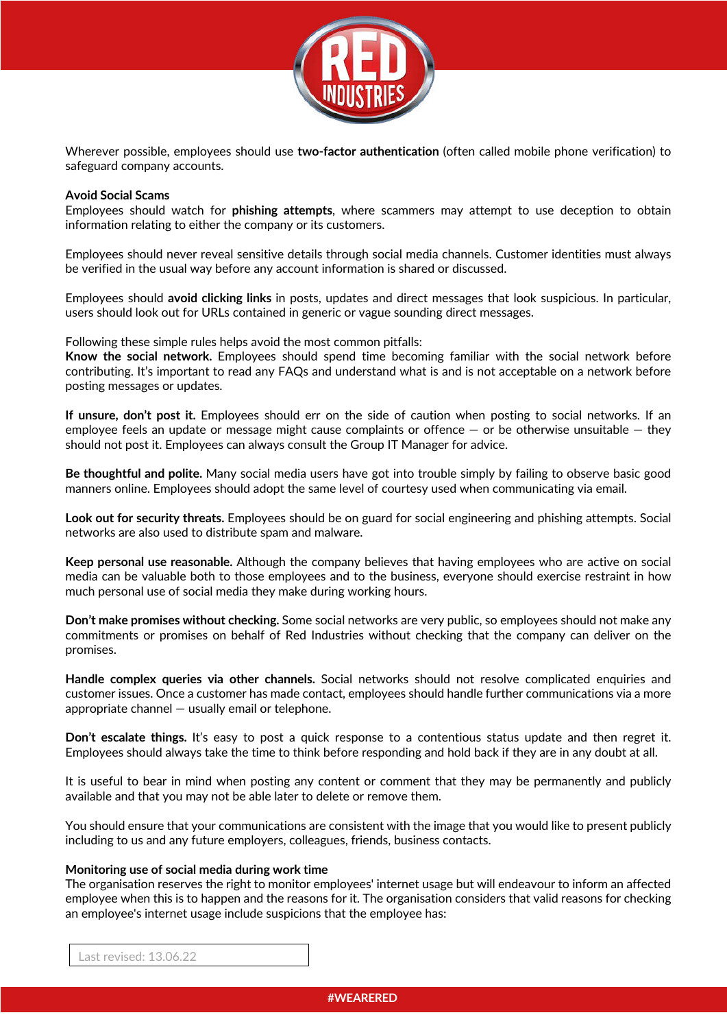Wherever possible, employees should use **two-factor authentication** (often called mobile phone verification) to safeguard company accounts.

**Avoid Social Scams**
Employees should watch for **phishing attempts**, where scammers may attempt to use deception to obtain information relating to either the company or its customers.

Employees should never reveal sensitive details through social media channels. Customer identities must always be verified in the usual way before any account information is shared or discussed.

Employees should **avoid clicking links** in posts, updates and direct messages that look suspicious. In particular, users should look out for URLs contained in generic or vague sounding direct messages.

Following these simple rules helps avoid the most common pitfalls:
**Know the social network.** Employees should spend time becoming familiar with the social network before contributing. It's important to read any FAQs and understand what is and is not acceptable on a network before posting messages or updates.

**If unsure, don't post it.** Employees should err on the side of caution when posting to social networks. If an employee feels an update or message might cause complaints or offence — or be otherwise unsuitable — they should not post it. Employees can always consult the Group IT Manager for advice.

**Be thoughtful and polite.** Many social media users have got into trouble simply by failing to observe basic good manners online. Employees should adopt the same level of courtesy used when communicating via email.

**Look out for security threats.** Employees should be on guard for social engineering and phishing attempts. Social networks are also used to distribute spam and malware.

**Keep personal use reasonable.** Although the company believes that having employees who are active on social media can be valuable both to those employees and to the business, everyone should exercise restraint in how much personal use of social media they make during working hours.

**Don't make promises without checking.** Some social networks are very public, so employees should not make any commitments or promises on behalf of Red Industries without checking that the company can deliver on the promises.

**Handle complex queries via other channels.** Social networks should not resolve complicated enquiries and customer issues. Once a customer has made contact, employees should handle further communications via a more appropriate channel — usually email or telephone.

**Don't escalate things.** It's easy to post a quick response to a contentious status update and then regret it. Employees should always take the time to think before responding and hold back if they are in any doubt at all.

It is useful to bear in mind when posting any content or comment that they may be permanently and publicly available and that you may not be able later to delete or remove them.

You should ensure that your communications are consistent with the image that you would like to present publicly including to us and any future employers, colleagues, friends, business contacts.

**Monitoring use of social media during work time**
The organisation reserves the right to monitor employees' internet usage but will endeavour to inform an affected employee when this is to happen and the reasons for it. The organisation considers that valid reasons for checking an employee's internet usage include suspicions that the employee has:

Last revised: 13.06.22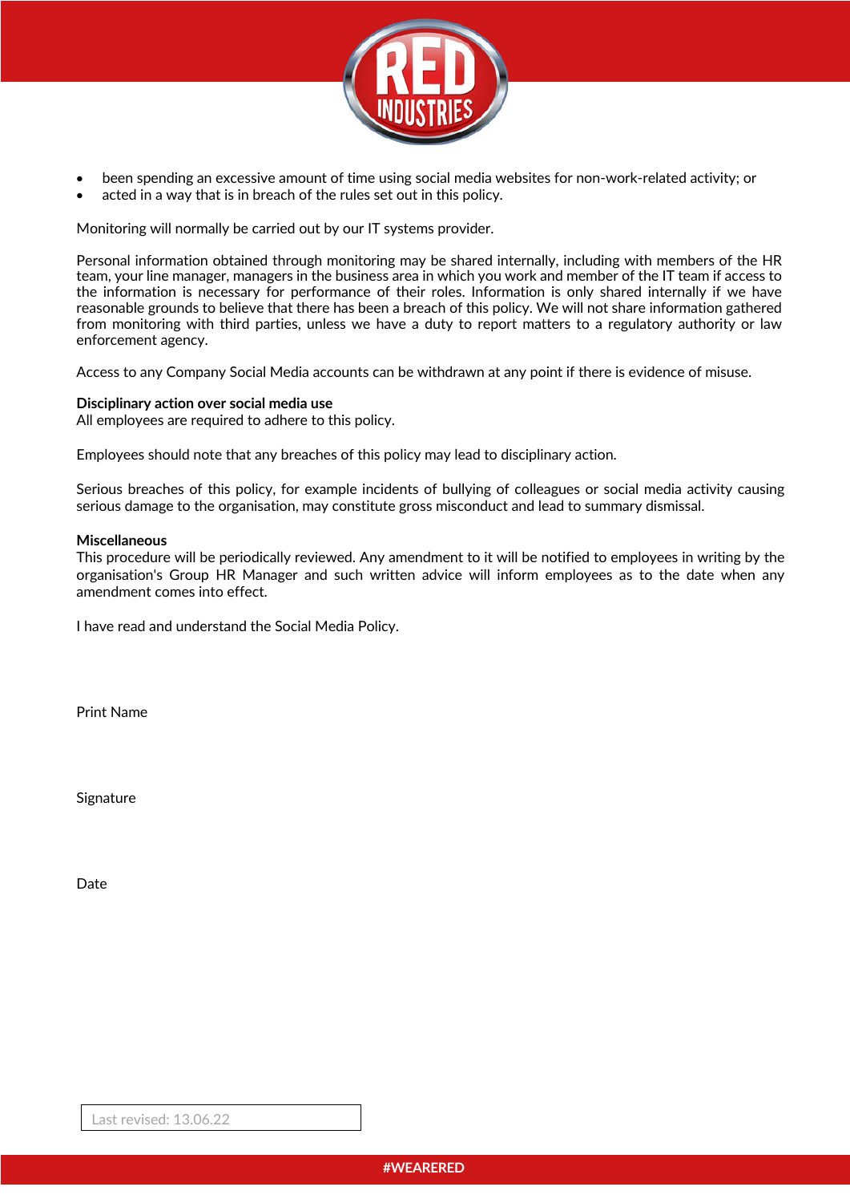- been spending an excessive amount of time using social media websites for non-work-related activity; or
- acted in a way that is in breach of the rules set out in this policy.

Monitoring will normally be carried out by our IT systems provider.

Personal information obtained through monitoring may be shared internally, including with members of the HR team, your line manager, managers in the business area in which you work and member of the IT team if access to the information is necessary for performance of their roles. Information is only shared internally if we have reasonable grounds to believe that there has been a breach of this policy. We will not share information gathered from monitoring with third parties, unless we have a duty to report matters to a regulatory authority or law enforcement agency.

Access to any Company Social Media accounts can be withdrawn at any point if there is evidence of misuse.

**Disciplinary action over social media use**
All employees are required to adhere to this policy.

Employees should note that any breaches of this policy may lead to disciplinary action.

Serious breaches of this policy, for example incidents of bullying of colleagues or social media activity causing serious damage to the organisation, may constitute gross misconduct and lead to summary dismissal.

**Miscellaneous**
This procedure will be periodically reviewed. Any amendment to it will be notified to employees in writing by the organisation's Group HR Manager and such written advice will inform employees as to the date when any amendment comes into effect.

I have read and understand the Social Media Policy.

Print Name

Signature

Date

Last revised: 13.06.22